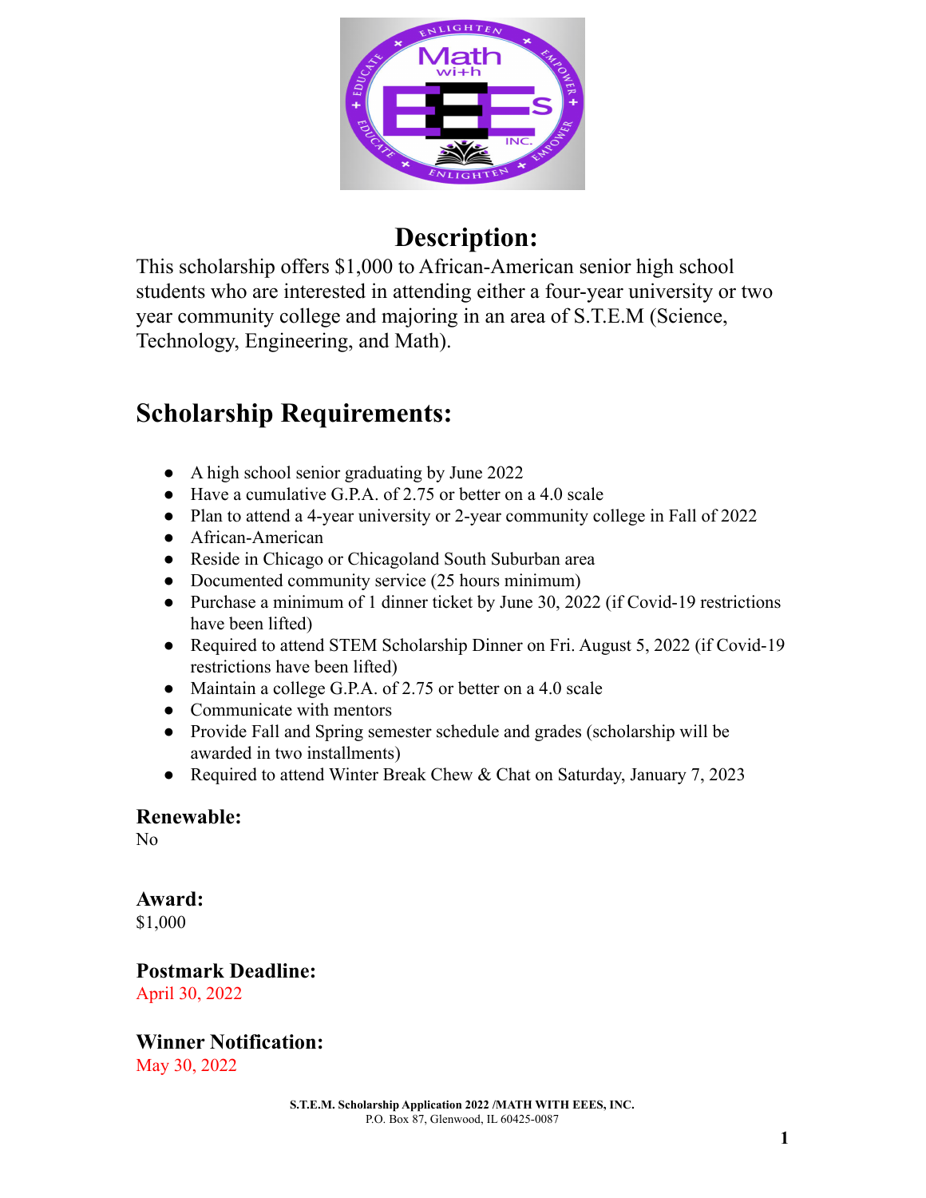## Description:

This scholarship offers $1,000 to African-American senior high school students who are interested in attending either a four-year university or two year community college and majoring in an area of S.T.E.M (Science, Technology, Engineering, and Math).

## Scholarship Requirements:

- A high school senior graduating by June 2022
- Have a cumulative G.P.A. of 2.75 or better on a 4.0 scale
- Plan to attend a 4-year university or 2-year community college in Fall of 2022
- African-American
- Reside in Chicago or Chicagoland South Suburban area
- Documented community service (25 hours minimum)
- Purchase a minimum of 1 dinner ticket by June 30, 2022 (if Covid-19 restrictions have been lifted)
- Required to attend STEM Scholarship Dinner on Fri. August 5, 2022 (if Covid-19 restrictions have been lifted)
- Maintain a college G.P.A. of 2.75 or better on a 4.0 scale
- Communicate with mentors
- Provide Fall and Spring semester schedule and grades (scholarship will be awarded in two installments)
- Required to attend Winter Break Chew & Chat on Saturday, January 7, 2023

### Renewable:

No

### Award:

$1,000

### Postmark Deadline:

April 30, 2022

### Winner Notification:

May 30, 2022

**S.T.E.M. Scholarship Application 2022 /MATH WITH EEES, INC.**
P.O. Box 87, Glenwood, IL 60425-0087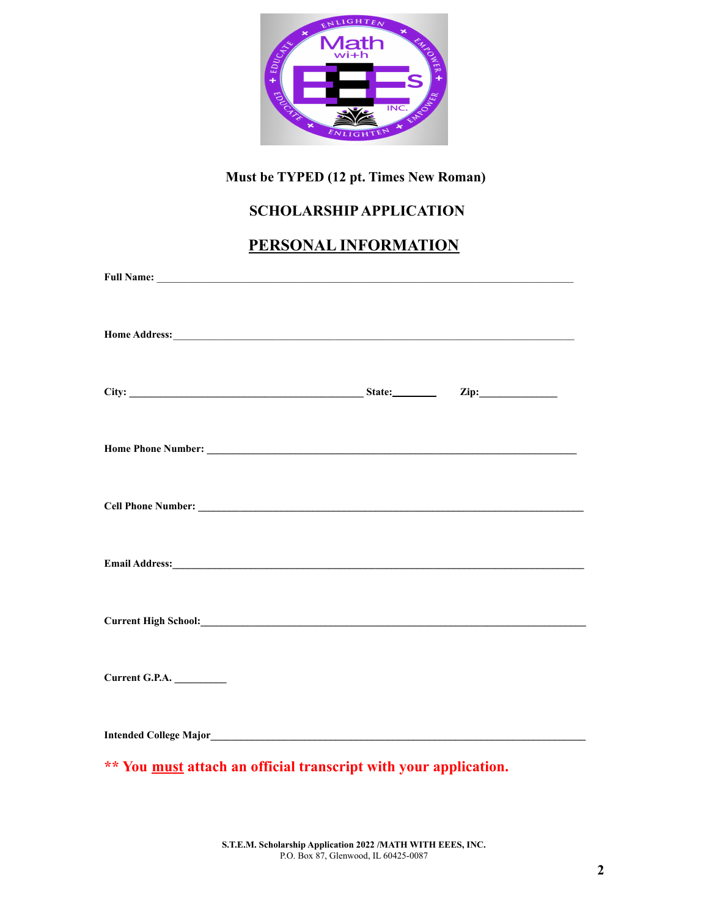**Must be TYPED (12 pt. Times New Roman)**

## SCHOLARSHIP APPLICATION

## PERSONAL INFORMATION

**Full Name:** ______________________________________________________________________________

**Home Address:**____________________________________________________________________________

**City:** ____________________________________________ **State:**________ **Zip:**______________

**Home Phone Number:** ______________________________________________________________________

**Cell Phone Number:** _______________________________________________________________________

**Email Address:**____________________________________________________________________________

**Current High School:**______________________________________________________________________

**Current G.P.A.** __________

**Intended College Major**_____________________________________________________________________

**\*\* You <u>must</u> attach an official transcript with your application.**

**S.T.E.M. Scholarship Application 2022 /MATH WITH EEES, INC.**
P.O. Box 87, Glenwood, IL 60425-0087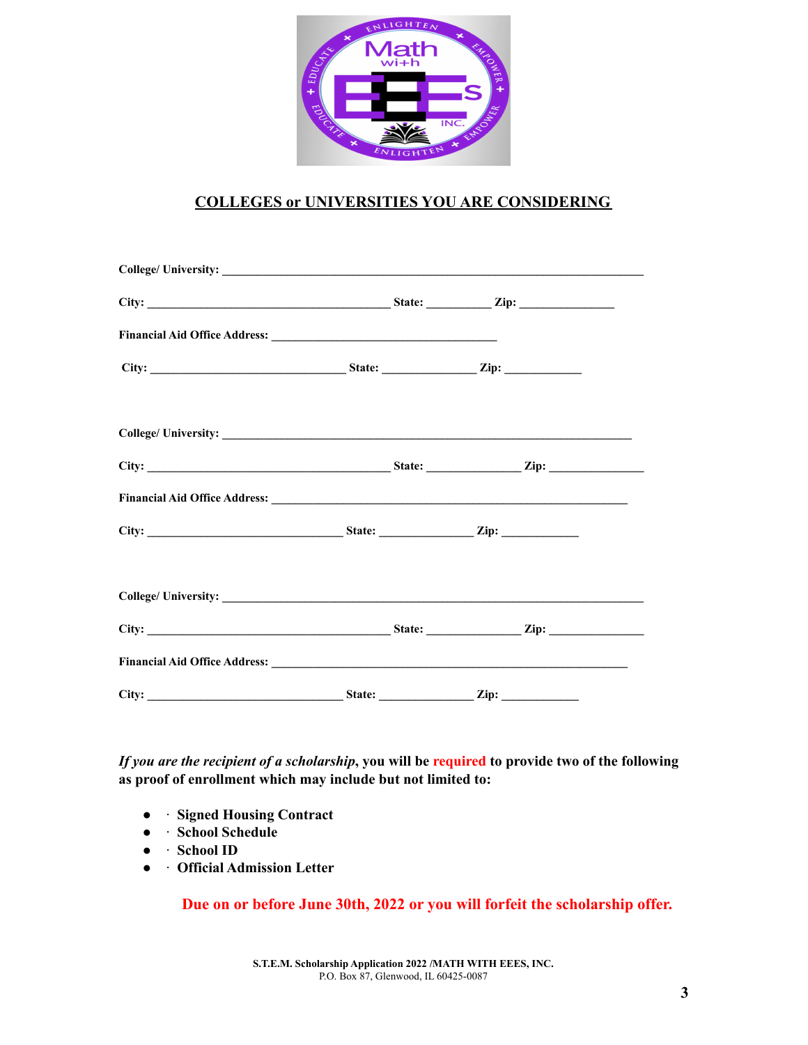## COLLEGES or UNIVERSITIES YOU ARE CONSIDERING

**College/ University:** ____________________________________________________________

**City:** ________________________________ **State:** __________ **Zip:** _______________

**Financial Aid Office Address:** ____________________________________

**City:** ________________________________ **State:** _______________ **Zip:** ____________

**College/ University:** ____________________________________________________________

**City:** ________________________________ **State:** _______________ **Zip:** _______________

**Financial Aid Office Address:** ____________________________________________________

**City:** ________________________________ **State:** _______________ **Zip:** ____________

**College/ University:** ____________________________________________________________

**City:** ________________________________ **State:** _______________ **Zip:** _______________

**Financial Aid Office Address:** ____________________________________________________

**City:** ________________________________ **State:** _______________ **Zip:** ____________

***If you are the recipient of a scholarship*****, you will be required to provide two of the following as proof of enrollment which may include but not limited to:**

- **Signed Housing Contract**
- **School Schedule**
- **School ID**
- **Official Admission Letter**

**Due on or before June 30th, 2022 or you will forfeit the scholarship offer.**

**S.T.E.M. Scholarship Application 2022 /MATH WITH EEES, INC.**
P.O. Box 87, Glenwood, IL 60425-0087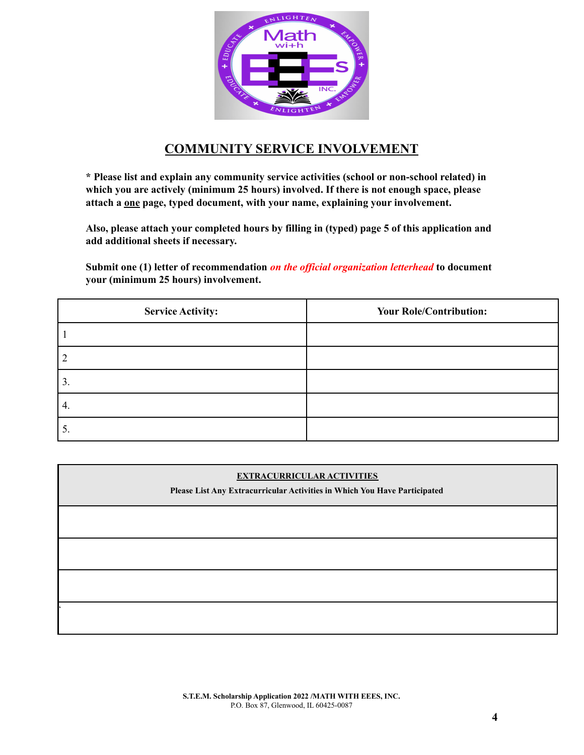## COMMUNITY SERVICE INVOLVEMENT

**\* Please list and explain any community service activities (school or non-school related) in which you are actively (minimum 25 hours) involved. If there is not enough space, please attach a one page, typed document, with your name, explaining your involvement.**

**Also, please attach your completed hours by filling in (typed) page 5 of this application and add additional sheets if necessary.**

**Submit one (1) letter of recommendation *on the official organization letterhead* to document your (minimum 25 hours) involvement.**

| Service Activity: | Your Role/Contribution: |
|---|---|
| 1 | |
| 2 | |
| 3. | |
| 4. | |
| 5. | |

| EXTRACURRICULAR ACTIVITIES<br>Please List Any Extracurricular Activities in Which You Have Participated |
|---|
| |
| |
| |
| |

**S.T.E.M. Scholarship Application 2022 /MATH WITH EEES, INC.**
P.O. Box 87, Glenwood, IL 60425-0087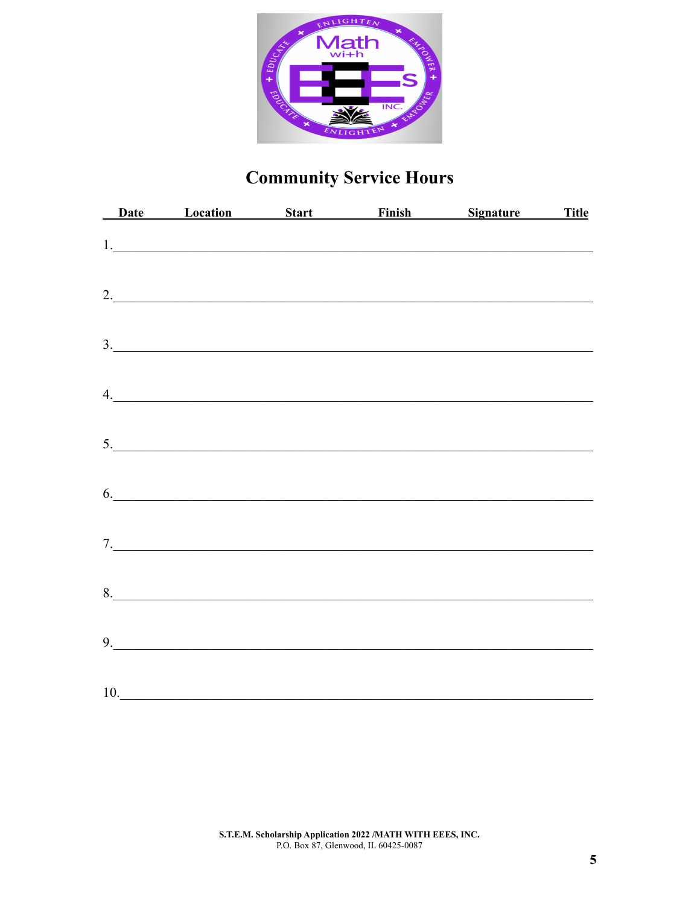# Community Service Hours

| Date | Location | Start | Finish | Signature | Title |
|---|---|---|---|---|---|
| 1. | | | | | |
| 2. | | | | | |
| 3. | | | | | |
| 4. | | | | | |
| 5. | | | | | |
| 6. | | | | | |
| 7. | | | | | |
| 8. | | | | | |
| 9. | | | | | |
| 10. | | | | | |

**S.T.E.M. Scholarship Application 2022 /MATH WITH EEES, INC.**
P.O. Box 87, Glenwood, IL 60425-0087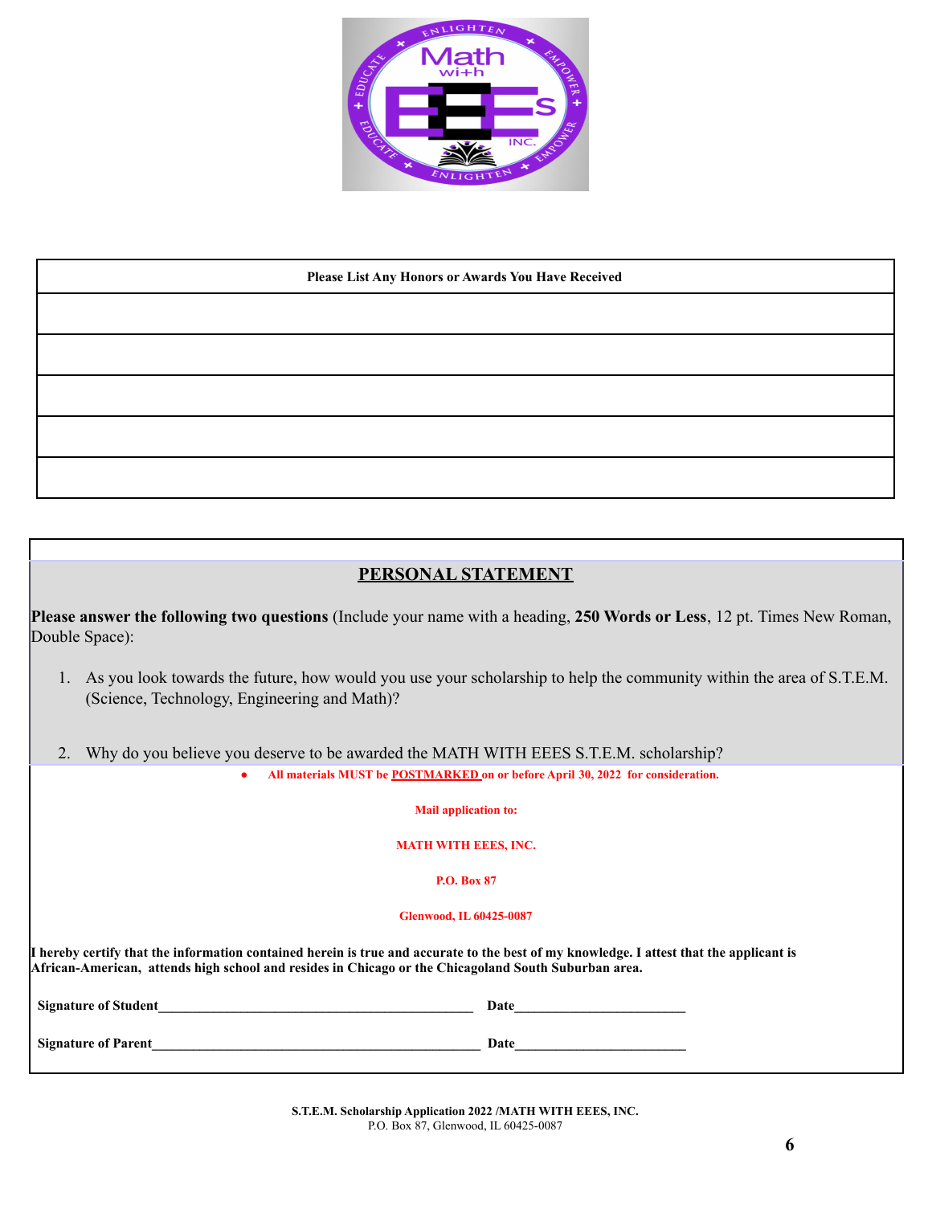| Please List Any Honors or Awards You Have Received |
| --- |
| |
| |
| |
| |
| |

## PERSONAL STATEMENT

**Please answer the following two questions** (Include your name with a heading, **250 Words or Less**, 12 pt. Times New Roman, Double Space):

1. As you look towards the future, how would you use your scholarship to help the community within the area of S.T.E.M. (Science, Technology, Engineering and Math)?
2. Why do you believe you deserve to be awarded the MATH WITH EEES S.T.E.M. scholarship?

- **All materials MUST be POSTMARKED on or before April 30, 2022 for consideration.**

**Mail application to:**

**MATH WITH EEES, INC.**

**P.O. Box 87**

**Glenwood, IL 60425-0087**

**I hereby certify that the information contained herein is true and accurate to the best of my knowledge. I attest that the applicant is African-American, attends high school and resides in Chicago or the Chicagoland South Suburban area.**

**Signature of Student**_____________________________________________ **Date**________________________

**Signature of Parent**______________________________________________ **Date**________________________